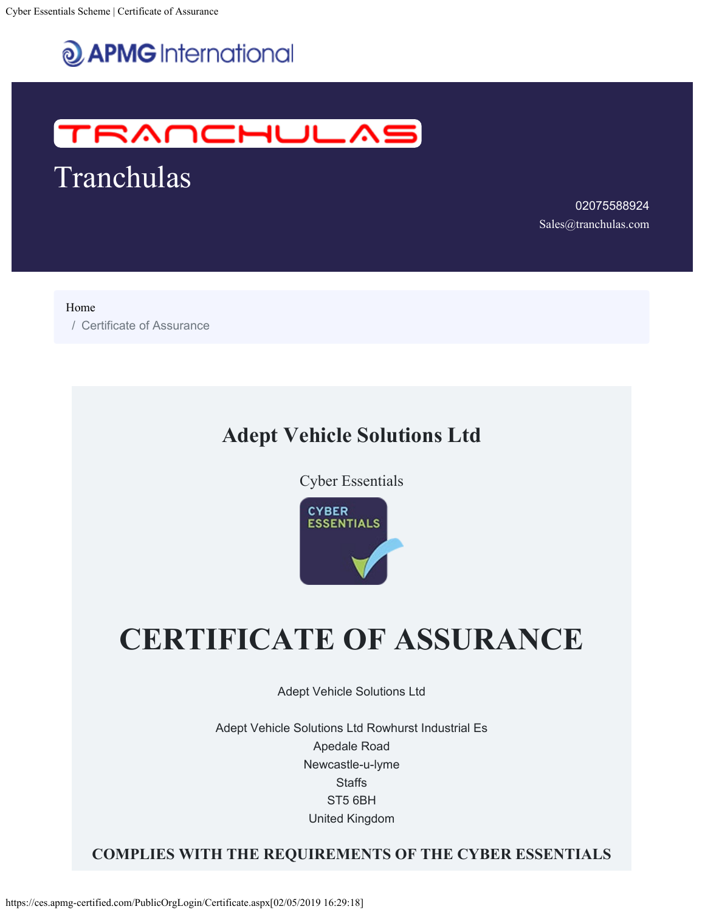APMG International

TRANCHULAS

# Tranchulas

02075588924
Sales@tranchulas.com

Home
/ Certificate of Assurance

## Adept Vehicle Solutions Ltd

Cyber Essentials

CYBER ESSENTIALS

# CERTIFICATE OF ASSURANCE

Adept Vehicle Solutions Ltd

Adept Vehicle Solutions Ltd Rowhurst Industrial Es
Apedale Road
Newcastle-u-lyme
Staffs
ST5 6BH
United Kingdom

**COMPLIES WITH THE REQUIREMENTS OF THE CYBER ESSENTIALS**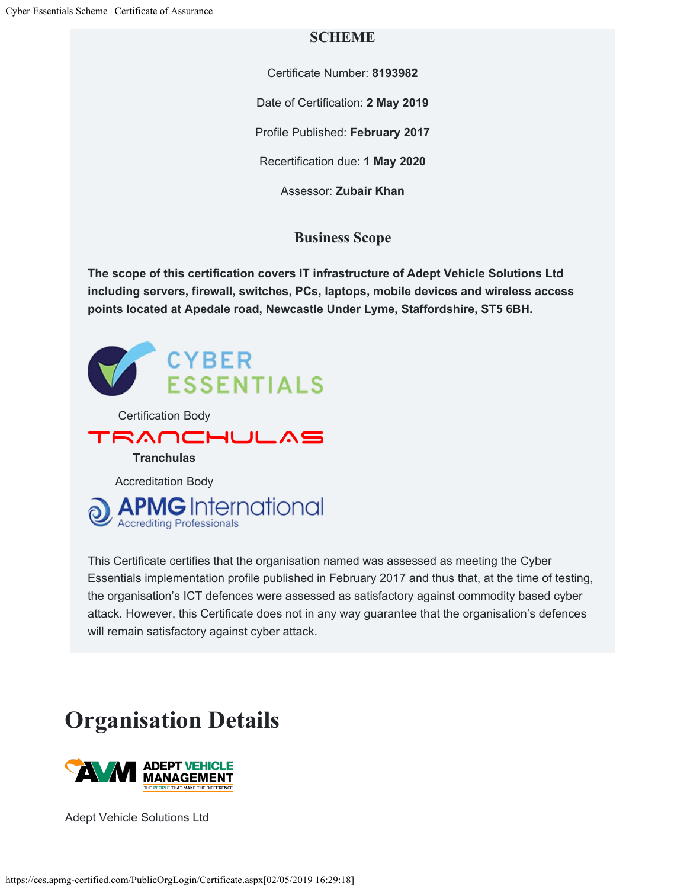## SCHEME

Certificate Number: **8193982**

Date of Certification: **2 May 2019**

Profile Published: **February 2017**

Recertification due: **1 May 2020**

Assessor: **Zubair Khan**

### Business Scope

**The scope of this certification covers IT infrastructure of Adept Vehicle Solutions Ltd including servers, firewall, switches, PCs, laptops, mobile devices and wireless access points located at Apedale road, Newcastle Under Lyme, Staffordshire, ST5 6BH.**

CYBER ESSENTIALS

Certification Body

TRANCHULAS

**Tranchulas**

Accreditation Body

APMG International
Accrediting Professionals

This Certificate certifies that the organisation named was assessed as meeting the Cyber Essentials implementation profile published in February 2017 and thus that, at the time of testing, the organisation's ICT defences were assessed as satisfactory against commodity based cyber attack. However, this Certificate does not in any way guarantee that the organisation's defences will remain satisfactory against cyber attack.

# Organisation Details

AVM ADEPT VEHICLE MANAGEMENT
THE PEOPLE THAT MAKE THE DIFFERENCE

Adept Vehicle Solutions Ltd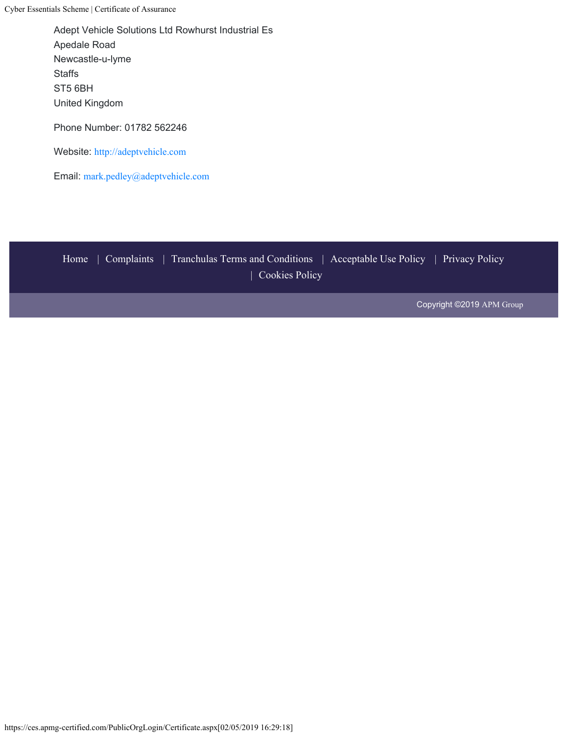Adept Vehicle Solutions Ltd Rowhurst Industrial Es
Apedale Road
Newcastle-u-lyme
Staffs
ST5 6BH
United Kingdom

Phone Number: 01782 562246

Website: http://adeptvehicle.com

Email: mark.pedley@adeptvehicle.com

Home | Complaints | Tranchulas Terms and Conditions | Acceptable Use Policy | Privacy Policy | Cookies Policy

Copyright ©2019 APM Group